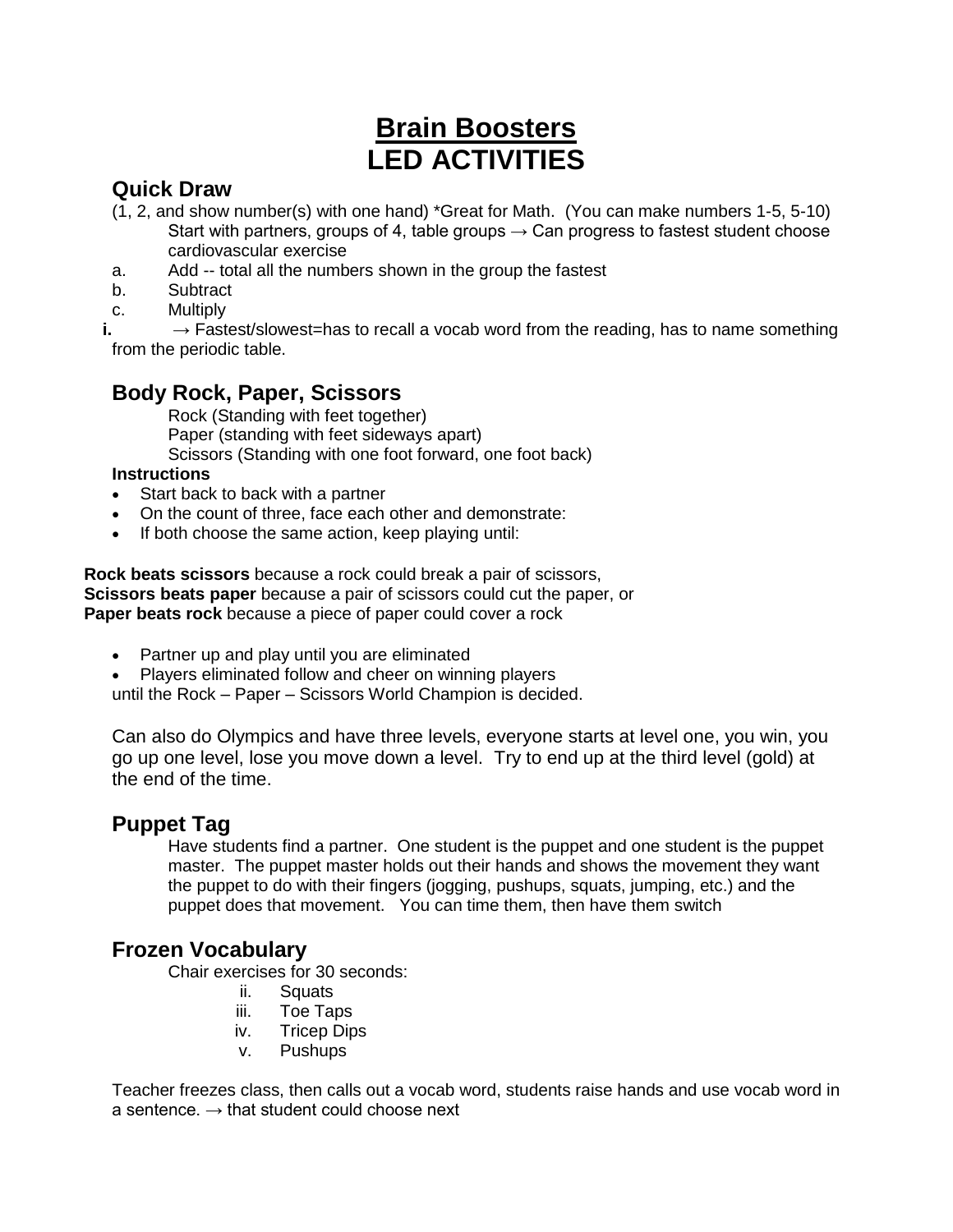# Brain Boosters
# LED ACTIVITIES

## Quick Draw

(1, 2, and show number(s) with one hand) *Great for Math. (You can make numbers 1-5, 5-10)
Start with partners, groups of 4, table groups → Can progress to fastest student choose cardiovascular exercise

a. Add -- total all the numbers shown in the group the fastest
b. Subtract
c. Multiply

**i.** → Fastest/slowest=has to recall a vocab word from the reading, has to name something from the periodic table.

## Body Rock, Paper, Scissors

Rock (Standing with feet together)
Paper (standing with feet sideways apart)
Scissors (Standing with one foot forward, one foot back)

**Instructions**

- Start back to back with a partner
- On the count of three, face each other and demonstrate:
- If both choose the same action, keep playing until:

**Rock beats scissors** because a rock could break a pair of scissors,
**Scissors beats paper** because a pair of scissors could cut the paper, or
**Paper beats rock** because a piece of paper could cover a rock

- Partner up and play until you are eliminated
- Players eliminated follow and cheer on winning players

until the Rock – Paper – Scissors World Champion is decided.

Can also do Olympics and have three levels, everyone starts at level one, you win, you go up one level, lose you move down a level. Try to end up at the third level (gold) at the end of the time.

## Puppet Tag

Have students find a partner. One student is the puppet and one student is the puppet master. The puppet master holds out their hands and shows the movement they want the puppet to do with their fingers (jogging, pushups, squats, jumping, etc.) and the puppet does that movement. You can time them, then have them switch

## Frozen Vocabulary

Chair exercises for 30 seconds:

ii. Squats
iii. Toe Taps
iv. Tricep Dips
v. Pushups

Teacher freezes class, then calls out a vocab word, students raise hands and use vocab word in a sentence. → that student could choose next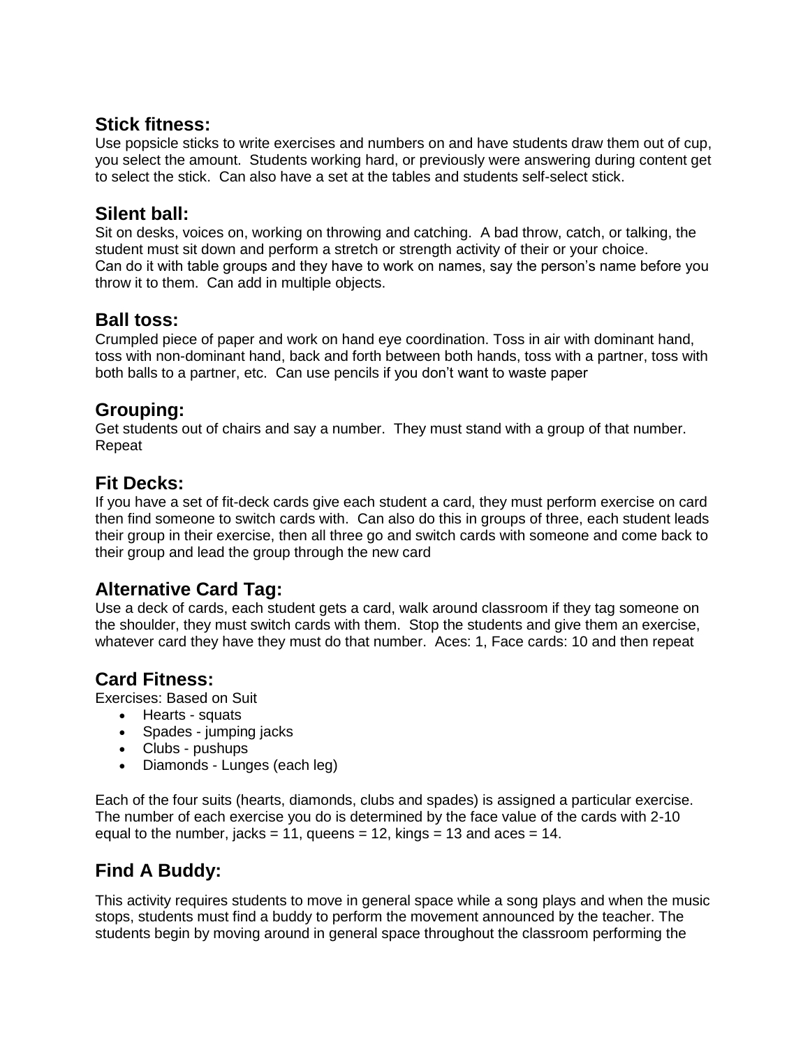## Stick fitness:

Use popsicle sticks to write exercises and numbers on and have students draw them out of cup, you select the amount. Students working hard, or previously were answering during content get to select the stick. Can also have a set at the tables and students self-select stick.

## Silent ball:

Sit on desks, voices on, working on throwing and catching. A bad throw, catch, or talking, the student must sit down and perform a stretch or strength activity of their or your choice.
Can do it with table groups and they have to work on names, say the person's name before you throw it to them. Can add in multiple objects.

## Ball toss:

Crumpled piece of paper and work on hand eye coordination. Toss in air with dominant hand, toss with non-dominant hand, back and forth between both hands, toss with a partner, toss with both balls to a partner, etc. Can use pencils if you don't want to waste paper

## Grouping:

Get students out of chairs and say a number. They must stand with a group of that number. Repeat

## Fit Decks:

If you have a set of fit-deck cards give each student a card, they must perform exercise on card then find someone to switch cards with. Can also do this in groups of three, each student leads their group in their exercise, then all three go and switch cards with someone and come back to their group and lead the group through the new card

## Alternative Card Tag:

Use a deck of cards, each student gets a card, walk around classroom if they tag someone on the shoulder, they must switch cards with them. Stop the students and give them an exercise, whatever card they have they must do that number. Aces: 1, Face cards: 10 and then repeat

## Card Fitness:

Exercises: Based on Suit

- Hearts - squats
- Spades - jumping jacks
- Clubs - pushups
- Diamonds - Lunges (each leg)

Each of the four suits (hearts, diamonds, clubs and spades) is assigned a particular exercise. The number of each exercise you do is determined by the face value of the cards with 2-10 equal to the number, jacks = 11, queens = 12, kings = 13 and aces = 14.

## Find A Buddy:

This activity requires students to move in general space while a song plays and when the music stops, students must find a buddy to perform the movement announced by the teacher. The students begin by moving around in general space throughout the classroom performing the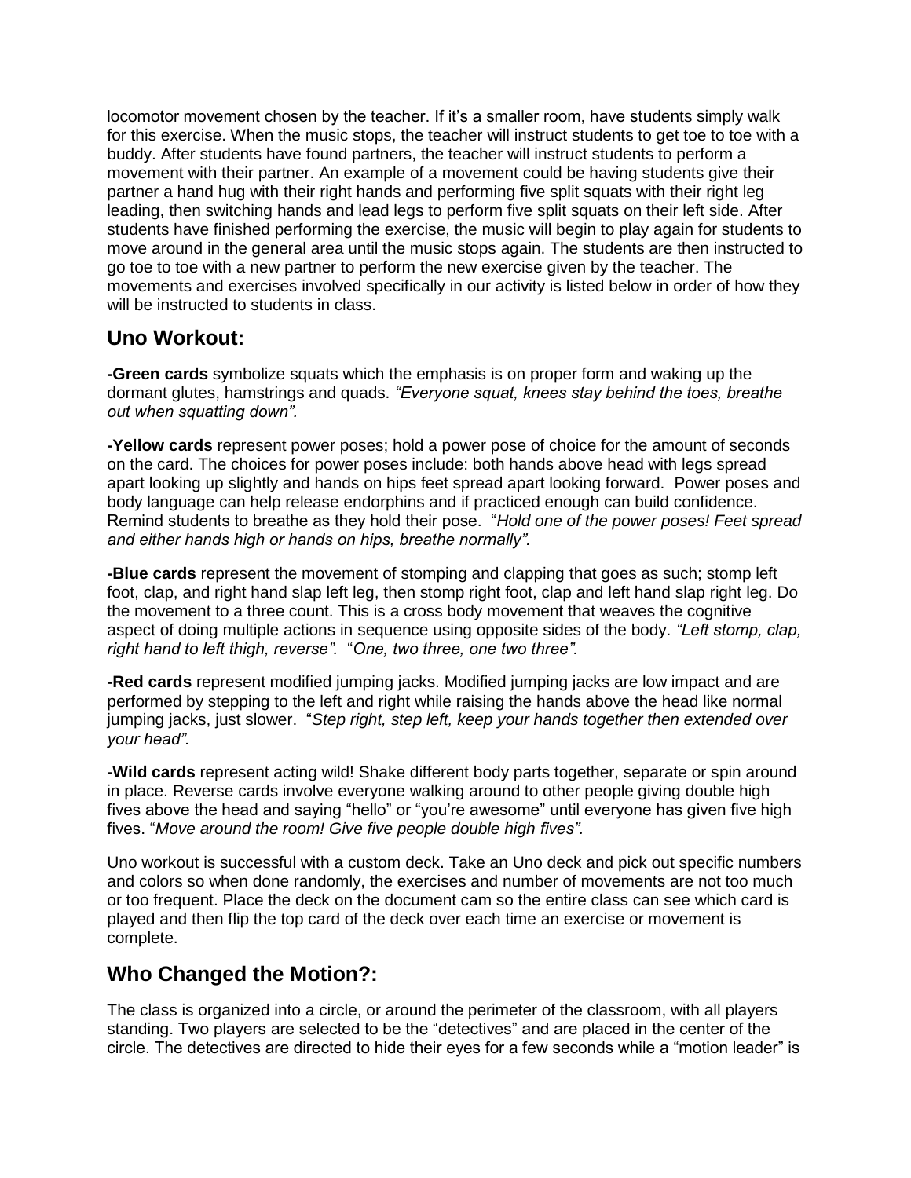locomotor movement chosen by the teacher. If it's a smaller room, have students simply walk for this exercise. When the music stops, the teacher will instruct students to get toe to toe with a buddy. After students have found partners, the teacher will instruct students to perform a movement with their partner. An example of a movement could be having students give their partner a hand hug with their right hands and performing five split squats with their right leg leading, then switching hands and lead legs to perform five split squats on their left side. After students have finished performing the exercise, the music will begin to play again for students to move around in the general area until the music stops again. The students are then instructed to go toe to toe with a new partner to perform the new exercise given by the teacher. The movements and exercises involved specifically in our activity is listed below in order of how they will be instructed to students in class.

## Uno Workout:

**-Green cards** symbolize squats which the emphasis is on proper form and waking up the dormant glutes, hamstrings and quads. *"Everyone squat, knees stay behind the toes, breathe out when squatting down".*

**-Yellow cards** represent power poses; hold a power pose of choice for the amount of seconds on the card. The choices for power poses include: both hands above head with legs spread apart looking up slightly and hands on hips feet spread apart looking forward. Power poses and body language can help release endorphins and if practiced enough can build confidence. Remind students to breathe as they hold their pose. "*Hold one of the power poses! Feet spread and either hands high or hands on hips, breathe normally".*

**-Blue cards** represent the movement of stomping and clapping that goes as such; stomp left foot, clap, and right hand slap left leg, then stomp right foot, clap and left hand slap right leg. Do the movement to a three count. This is a cross body movement that weaves the cognitive aspect of doing multiple actions in sequence using opposite sides of the body. *"Left stomp, clap, right hand to left thigh, reverse".* "*One, two three, one two three".*

**-Red cards** represent modified jumping jacks. Modified jumping jacks are low impact and are performed by stepping to the left and right while raising the hands above the head like normal jumping jacks, just slower. "*Step right, step left, keep your hands together then extended over your head".*

**-Wild cards** represent acting wild! Shake different body parts together, separate or spin around in place. Reverse cards involve everyone walking around to other people giving double high fives above the head and saying "hello" or "you're awesome" until everyone has given five high fives. "*Move around the room! Give five people double high fives".*

Uno workout is successful with a custom deck. Take an Uno deck and pick out specific numbers and colors so when done randomly, the exercises and number of movements are not too much or too frequent. Place the deck on the document cam so the entire class can see which card is played and then flip the top card of the deck over each time an exercise or movement is complete.

## Who Changed the Motion?:

The class is organized into a circle, or around the perimeter of the classroom, with all players standing. Two players are selected to be the "detectives" and are placed in the center of the circle. The detectives are directed to hide their eyes for a few seconds while a "motion leader" is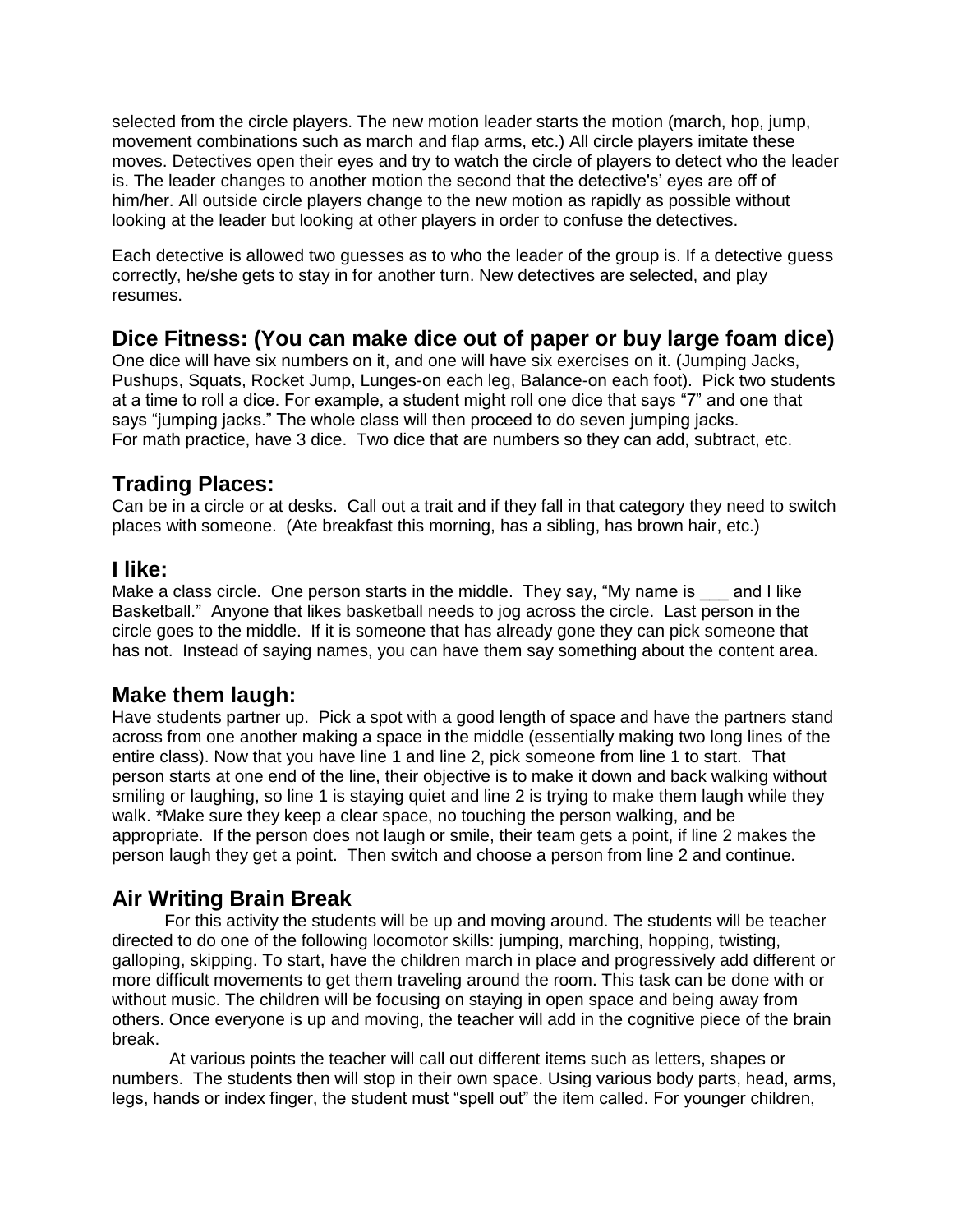selected from the circle players. The new motion leader starts the motion (march, hop, jump, movement combinations such as march and flap arms, etc.) All circle players imitate these moves. Detectives open their eyes and try to watch the circle of players to detect who the leader is. The leader changes to another motion the second that the detective's' eyes are off of him/her. All outside circle players change to the new motion as rapidly as possible without looking at the leader but looking at other players in order to confuse the detectives.

Each detective is allowed two guesses as to who the leader of the group is. If a detective guess correctly, he/she gets to stay in for another turn. New detectives are selected, and play resumes.

## Dice Fitness: (You can make dice out of paper or buy large foam dice)

One dice will have six numbers on it, and one will have six exercises on it. (Jumping Jacks, Pushups, Squats, Rocket Jump, Lunges-on each leg, Balance-on each foot). Pick two students at a time to roll a dice. For example, a student might roll one dice that says "7" and one that says "jumping jacks." The whole class will then proceed to do seven jumping jacks.
For math practice, have 3 dice. Two dice that are numbers so they can add, subtract, etc.

## Trading Places:

Can be in a circle or at desks. Call out a trait and if they fall in that category they need to switch places with someone. (Ate breakfast this morning, has a sibling, has brown hair, etc.)

## I like:

Make a class circle. One person starts in the middle. They say, "My name is ___ and I like Basketball." Anyone that likes basketball needs to jog across the circle. Last person in the circle goes to the middle. If it is someone that has already gone they can pick someone that has not. Instead of saying names, you can have them say something about the content area.

## Make them laugh:

Have students partner up. Pick a spot with a good length of space and have the partners stand across from one another making a space in the middle (essentially making two long lines of the entire class). Now that you have line 1 and line 2, pick someone from line 1 to start. That person starts at one end of the line, their objective is to make it down and back walking without smiling or laughing, so line 1 is staying quiet and line 2 is trying to make them laugh while they walk. *Make sure they keep a clear space, no touching the person walking, and be appropriate. If the person does not laugh or smile, their team gets a point, if line 2 makes the person laugh they get a point. Then switch and choose a person from line 2 and continue.

## Air Writing Brain Break

For this activity the students will be up and moving around. The students will be teacher directed to do one of the following locomotor skills: jumping, marching, hopping, twisting, galloping, skipping. To start, have the children march in place and progressively add different or more difficult movements to get them traveling around the room. This task can be done with or without music. The children will be focusing on staying in open space and being away from others. Once everyone is up and moving, the teacher will add in the cognitive piece of the brain break.

At various points the teacher will call out different items such as letters, shapes or numbers. The students then will stop in their own space. Using various body parts, head, arms, legs, hands or index finger, the student must "spell out" the item called. For younger children,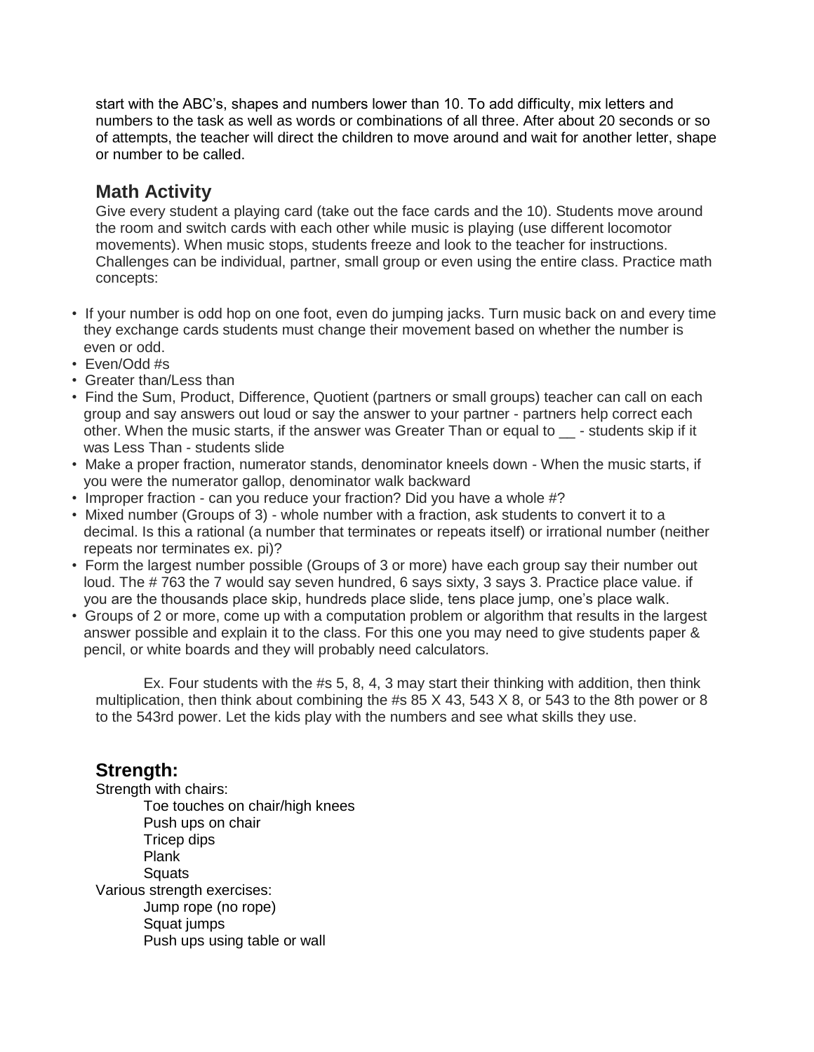start with the ABC's, shapes and numbers lower than 10. To add difficulty, mix letters and numbers to the task as well as words or combinations of all three. After about 20 seconds or so of attempts, the teacher will direct the children to move around and wait for another letter, shape or number to be called.

## Math Activity

Give every student a playing card (take out the face cards and the 10). Students move around the room and switch cards with each other while music is playing (use different locomotor movements). When music stops, students freeze and look to the teacher for instructions. Challenges can be individual, partner, small group or even using the entire class. Practice math concepts:

- If your number is odd hop on one foot, even do jumping jacks. Turn music back on and every time they exchange cards students must change their movement based on whether the number is even or odd.
- Even/Odd #s
- Greater than/Less than
- Find the Sum, Product, Difference, Quotient (partners or small groups) teacher can call on each group and say answers out loud or say the answer to your partner - partners help correct each other. When the music starts, if the answer was Greater Than or equal to __ - students skip if it was Less Than - students slide
- Make a proper fraction, numerator stands, denominator kneels down - When the music starts, if you were the numerator gallop, denominator walk backward
- Improper fraction - can you reduce your fraction? Did you have a whole #?
- Mixed number (Groups of 3) - whole number with a fraction, ask students to convert it to a decimal. Is this a rational (a number that terminates or repeats itself) or irrational number (neither repeats nor terminates ex. pi)?
- Form the largest number possible (Groups of 3 or more) have each group say their number out loud. The # 763 the 7 would say seven hundred, 6 says sixty, 3 says 3. Practice place value. if you are the thousands place skip, hundreds place slide, tens place jump, one's place walk.
- Groups of 2 or more, come up with a computation problem or algorithm that results in the largest answer possible and explain it to the class. For this one you may need to give students paper & pencil, or white boards and they will probably need calculators.

Ex. Four students with the #s 5, 8, 4, 3 may start their thinking with addition, then think multiplication, then think about combining the #s 85 X 43, 543 X 8, or 543 to the 8th power or 8 to the 543rd power. Let the kids play with the numbers and see what skills they use.

## Strength:

Strength with chairs:

- Toe touches on chair/high knees
- Push ups on chair
- Tricep dips
- Plank
- Squats

Various strength exercises:

- Jump rope (no rope)
- Squat jumps
- Push ups using table or wall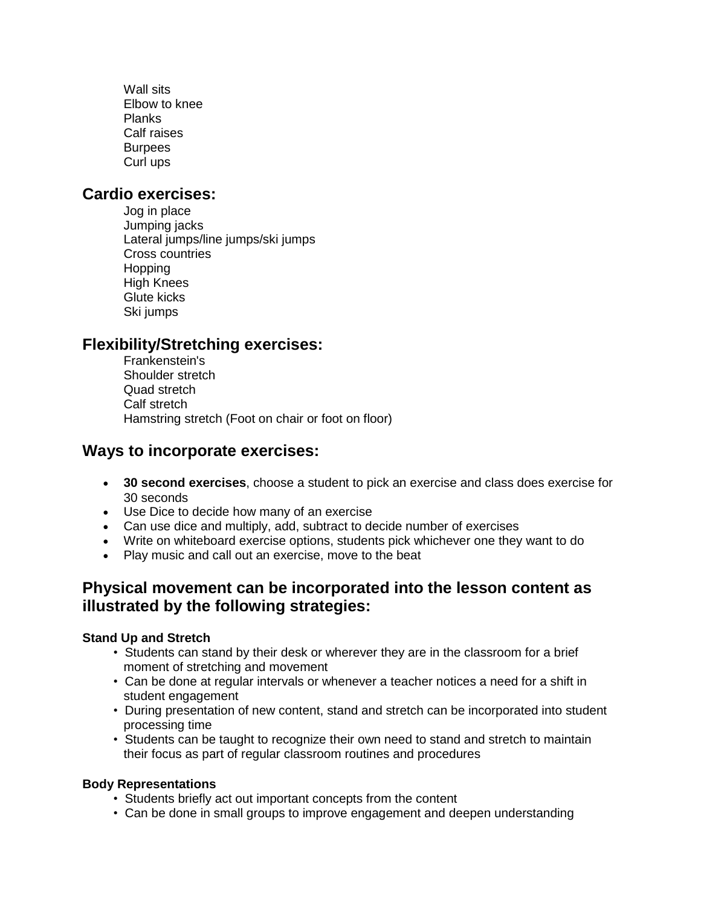Wall sits
Elbow to knee
Planks
Calf raises
Burpees
Curl ups

## Cardio exercises:

Jog in place
Jumping jacks
Lateral jumps/line jumps/ski jumps
Cross countries
Hopping
High Knees
Glute kicks
Ski jumps

## Flexibility/Stretching exercises:

Frankenstein's
Shoulder stretch
Quad stretch
Calf stretch
Hamstring stretch (Foot on chair or foot on floor)

## Ways to incorporate exercises:

- **30 second exercises**, choose a student to pick an exercise and class does exercise for 30 seconds
- Use Dice to decide how many of an exercise
- Can use dice and multiply, add, subtract to decide number of exercises
- Write on whiteboard exercise options, students pick whichever one they want to do
- Play music and call out an exercise, move to the beat

## Physical movement can be incorporated into the lesson content as illustrated by the following strategies:

#### Stand Up and Stretch

- Students can stand by their desk or wherever they are in the classroom for a brief moment of stretching and movement
- Can be done at regular intervals or whenever a teacher notices a need for a shift in student engagement
- During presentation of new content, stand and stretch can be incorporated into student processing time
- Students can be taught to recognize their own need to stand and stretch to maintain their focus as part of regular classroom routines and procedures

#### Body Representations

- Students briefly act out important concepts from the content
- Can be done in small groups to improve engagement and deepen understanding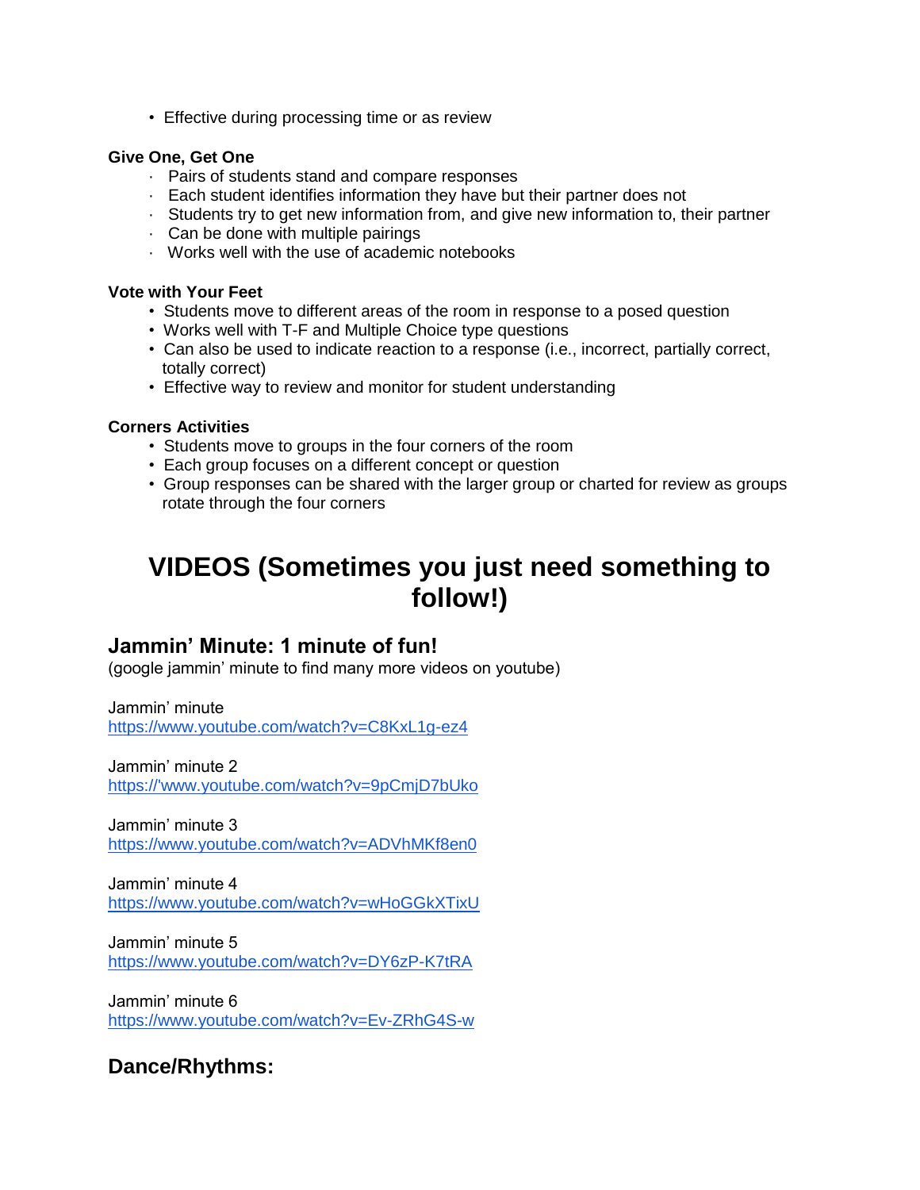- Effective during processing time or as review

**Give One, Get One**

- Pairs of students stand and compare responses
- Each student identifies information they have but their partner does not
- Students try to get new information from, and give new information to, their partner
- Can be done with multiple pairings
- Works well with the use of academic notebooks

**Vote with Your Feet**

- Students move to different areas of the room in response to a posed question
- Works well with T-F and Multiple Choice type questions
- Can also be used to indicate reaction to a response (i.e., incorrect, partially correct, totally correct)
- Effective way to review and monitor for student understanding

**Corners Activities**

- Students move to groups in the four corners of the room
- Each group focuses on a different concept or question
- Group responses can be shared with the larger group or charted for review as groups rotate through the four corners

# VIDEOS (Sometimes you just need something to follow!)

## Jammin' Minute: 1 minute of fun!

(google jammin' minute to find many more videos on youtube)

Jammin' minute
https://www.youtube.com/watch?v=C8KxL1g-ez4

Jammin' minute 2
https://'www.youtube.com/watch?v=9pCmjD7bUko

Jammin' minute 3
https://www.youtube.com/watch?v=ADVhMKf8en0

Jammin' minute 4
https://www.youtube.com/watch?v=wHoGGkXTixU

Jammin' minute 5
https://www.youtube.com/watch?v=DY6zP-K7tRA

Jammin' minute 6
https://www.youtube.com/watch?v=Ev-ZRhG4S-w

## Dance/Rhythms: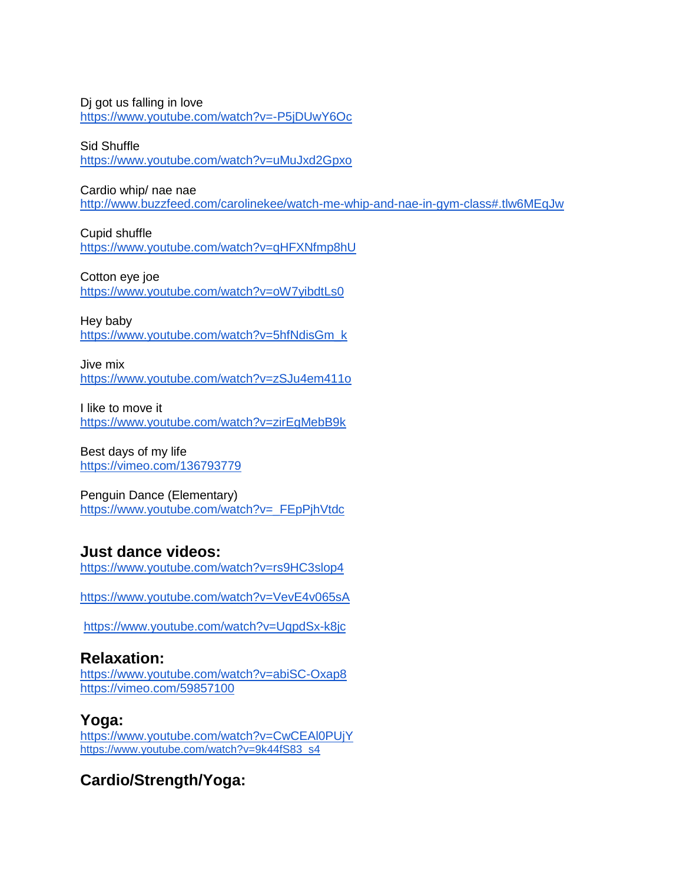Dj got us falling in love
https://www.youtube.com/watch?v=-P5jDUwY6Oc

Sid Shuffle
https://www.youtube.com/watch?v=uMuJxd2Gpxo

Cardio whip/ nae nae
http://www.buzzfeed.com/carolinekee/watch-me-whip-and-nae-in-gym-class#.tlw6MEqJw

Cupid shuffle
https://www.youtube.com/watch?v=qHFXNfmp8hU

Cotton eye joe
https://www.youtube.com/watch?v=oW7yibdtLs0

Hey baby
https://www.youtube.com/watch?v=5hfNdisGm_k

Jive mix
https://www.youtube.com/watch?v=zSJu4em411o

I like to move it
https://www.youtube.com/watch?v=zirEgMebB9k

Best days of my life
https://vimeo.com/136793779

Penguin Dance (Elementary)
https://www.youtube.com/watch?v=_FEpPjhVtdc

## Just dance videos:

https://www.youtube.com/watch?v=rs9HC3slop4

https://www.youtube.com/watch?v=VevE4v065sA

https://www.youtube.com/watch?v=UqpdSx-k8jc

## Relaxation:

https://www.youtube.com/watch?v=abiSC-Oxap8
https://vimeo.com/59857100

## Yoga:

https://www.youtube.com/watch?v=CwCEAl0PUjY
https://www.youtube.com/watch?v=9k44fS83_s4

## Cardio/Strength/Yoga: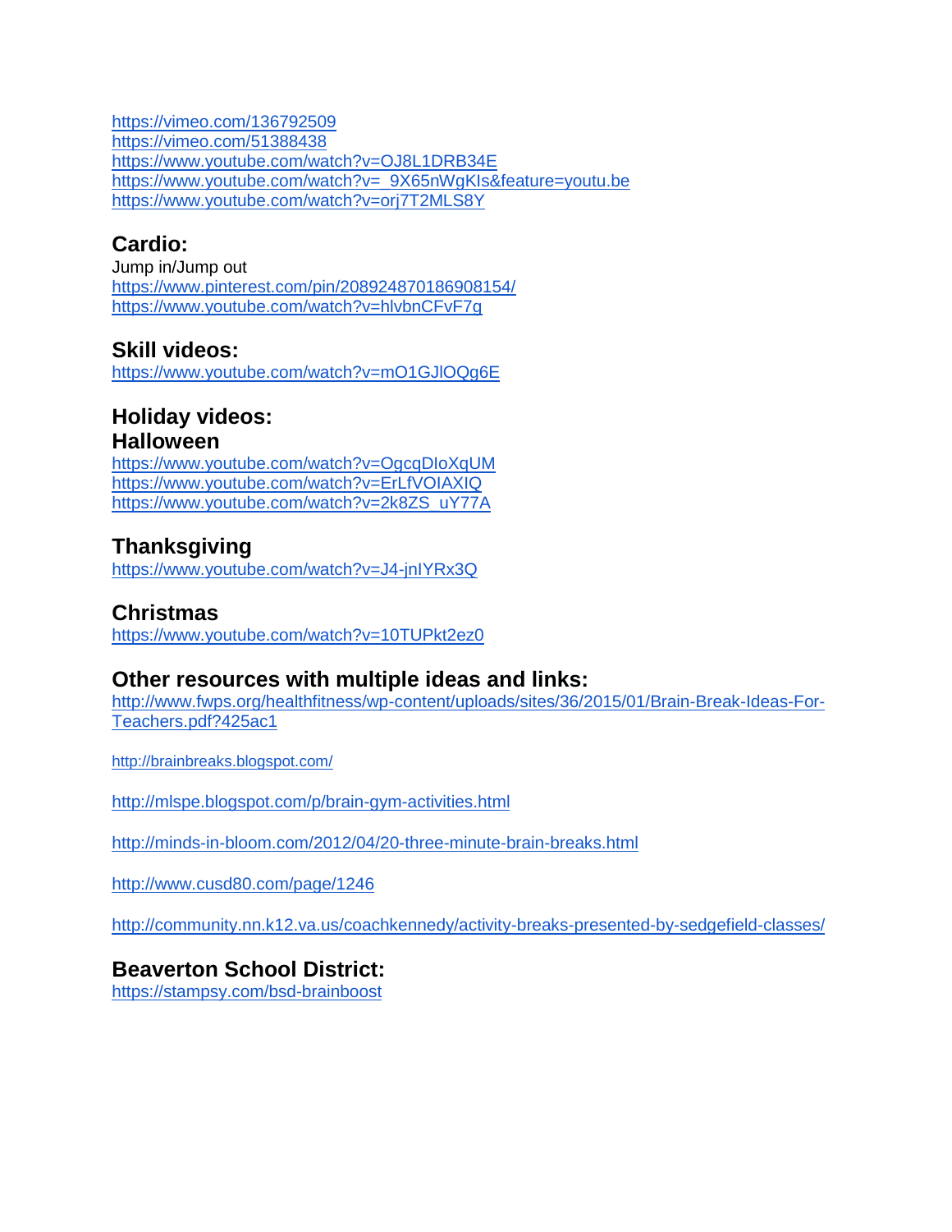https://vimeo.com/136792509
https://vimeo.com/51388438
https://www.youtube.com/watch?v=OJ8L1DRB34E
https://www.youtube.com/watch?v=_9X65nWgKIs&feature=youtu.be
https://www.youtube.com/watch?v=orj7T2MLS8Y

## Cardio:

Jump in/Jump out
https://www.pinterest.com/pin/208924870186908154/
https://www.youtube.com/watch?v=hlvbnCFvF7g

## Skill videos:

https://www.youtube.com/watch?v=mO1GJlOQg6E

## Holiday videos:

## Halloween

https://www.youtube.com/watch?v=OgcqDIoXqUM
https://www.youtube.com/watch?v=ErLfVOIAXIQ
https://www.youtube.com/watch?v=2k8ZS_uY77A

## Thanksgiving

https://www.youtube.com/watch?v=J4-jnIYRx3Q

## Christmas

https://www.youtube.com/watch?v=10TUPkt2ez0

## Other resources with multiple ideas and links:

http://www.fwps.org/healthfitness/wp-content/uploads/sites/36/2015/01/Brain-Break-Ideas-For-Teachers.pdf?425ac1

http://brainbreaks.blogspot.com/

http://mlspe.blogspot.com/p/brain-gym-activities.html

http://minds-in-bloom.com/2012/04/20-three-minute-brain-breaks.html

http://www.cusd80.com/page/1246

http://community.nn.k12.va.us/coachkennedy/activity-breaks-presented-by-sedgefield-classes/

## Beaverton School District:

https://stampsy.com/bsd-brainboost